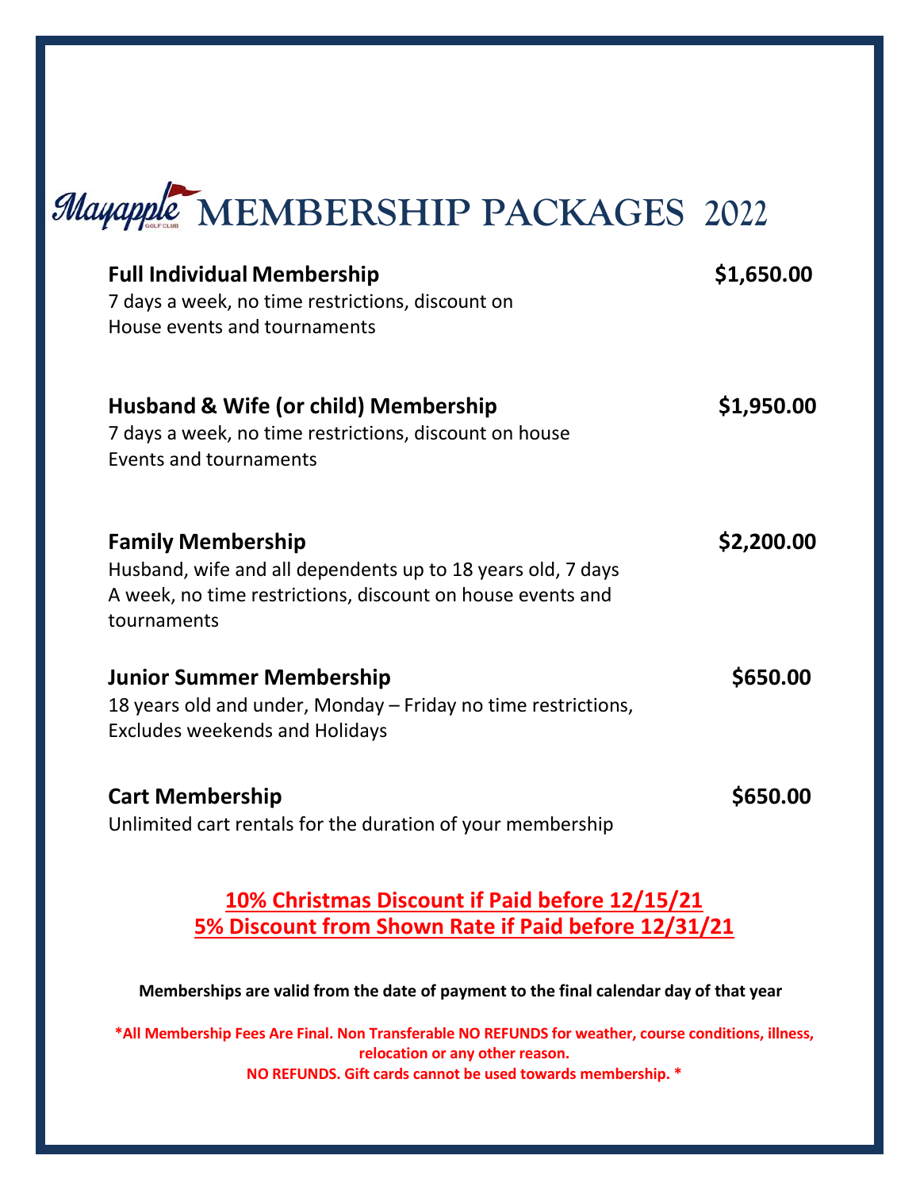# Mayapple MEMBERSHIP PACKAGES 2022

**Full Individual Membership** **$1,650.00**
7 days a week, no time restrictions, discount on
House events and tournaments

**Husband & Wife (or child) Membership** **$1,950.00**
7 days a week, no time restrictions, discount on house
Events and tournaments

**Family Membership** **$2,200.00**
Husband, wife and all dependents up to 18 years old, 7 days
A week, no time restrictions, discount on house events and
tournaments

**Junior Summer Membership** **$650.00**
18 years old and under, Monday – Friday no time restrictions,
Excludes weekends and Holidays

**Cart Membership** **$650.00**
Unlimited cart rentals for the duration of your membership

**10% Christmas Discount if Paid before 12/15/21**
**5% Discount from Shown Rate if Paid before 12/31/21**

**Memberships are valid from the date of payment to the final calendar day of that year**

**\*All Membership Fees Are Final. Non Transferable NO REFUNDS for weather, course conditions, illness, relocation or any other reason.**
**NO REFUNDS. Gift cards cannot be used towards membership. \***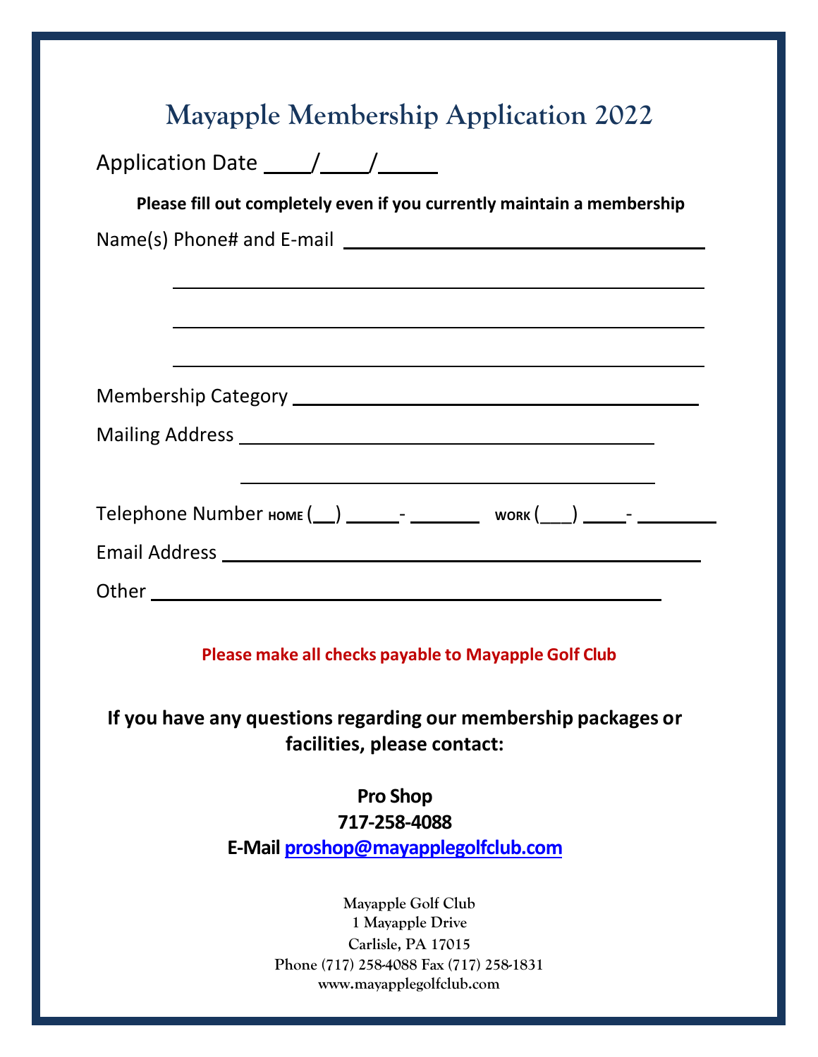# Mayapple Membership Application 2022

Application Date ____/____/_____

**Please fill out completely even if you currently maintain a membership**

Name(s) Phone# and E-mail ______________________________________

______________________________________

______________________________________

______________________________________

Membership Category ______________________________________

Mailing Address ______________________________________

______________________________________

Telephone Number HOME (__) _____- _______ WORK (___) ____- ________

Email Address ______________________________________

Other ______________________________________

**Please make all checks payable to Mayapple Golf Club**

**If you have any questions regarding our membership packages or facilities, please contact:**

**Pro Shop**
**717-258-4088**
**E-Mail proshop@mayapplegolfclub.com**

Mayapple Golf Club
1 Mayapple Drive
Carlisle, PA 17015
Phone (717) 258-4088 Fax (717) 258-1831
www.mayapplegolfclub.com